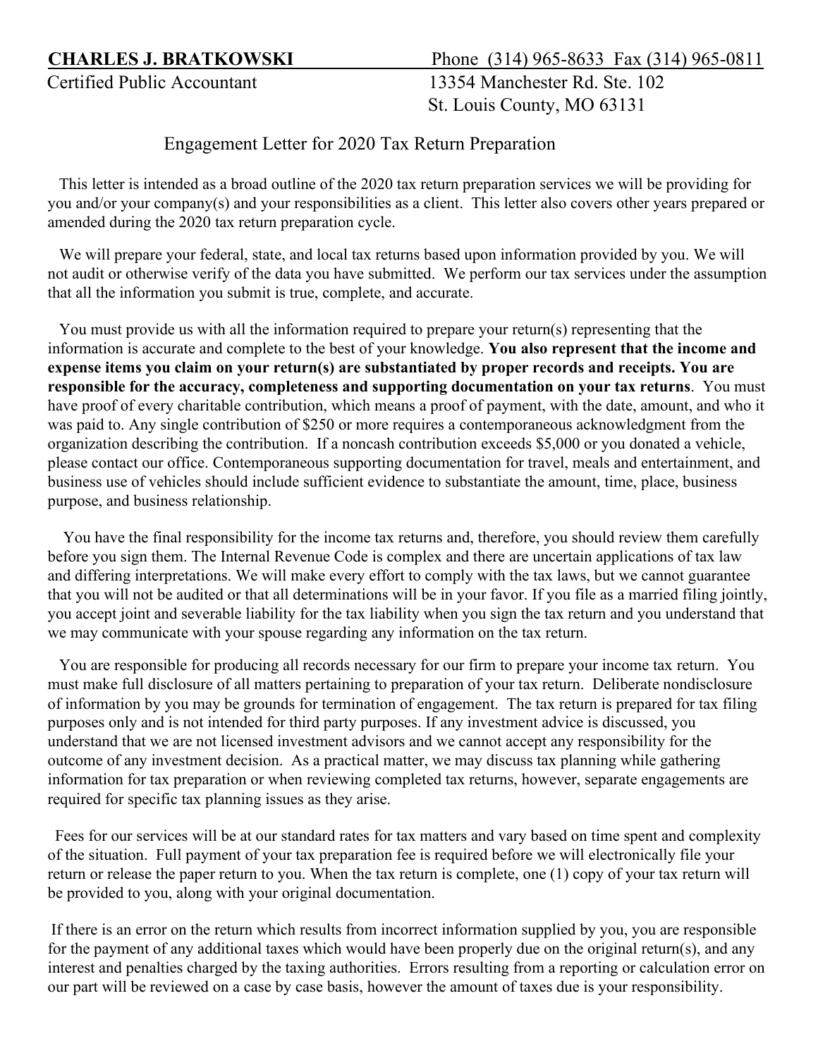**CHARLES J. BRATKOWSKI** Phone (314) 965-8633 Fax (314) 965-0811

Certified Public Accountant 13354 Manchester Rd. Ste. 102

St. Louis County, MO 63131

## Engagement Letter for 2020 Tax Return Preparation

This letter is intended as a broad outline of the 2020 tax return preparation services we will be providing for you and/or your company(s) and your responsibilities as a client. This letter also covers other years prepared or amended during the 2020 tax return preparation cycle.

We will prepare your federal, state, and local tax returns based upon information provided by you. We will not audit or otherwise verify of the data you have submitted. We perform our tax services under the assumption that all the information you submit is true, complete, and accurate.

You must provide us with all the information required to prepare your return(s) representing that the information is accurate and complete to the best of your knowledge. **You also represent that the income and expense items you claim on your return(s) are substantiated by proper records and receipts. You are responsible for the accuracy, completeness and supporting documentation on your tax returns**. You must have proof of every charitable contribution, which means a proof of payment, with the date, amount, and who it was paid to. Any single contribution of $250 or more requires a contemporaneous acknowledgment from the organization describing the contribution. If a noncash contribution exceeds $5,000 or you donated a vehicle, please contact our office. Contemporaneous supporting documentation for travel, meals and entertainment, and business use of vehicles should include sufficient evidence to substantiate the amount, time, place, business purpose, and business relationship.

You have the final responsibility for the income tax returns and, therefore, you should review them carefully before you sign them. The Internal Revenue Code is complex and there are uncertain applications of tax law and differing interpretations. We will make every effort to comply with the tax laws, but we cannot guarantee that you will not be audited or that all determinations will be in your favor. If you file as a married filing jointly, you accept joint and severable liability for the tax liability when you sign the tax return and you understand that we may communicate with your spouse regarding any information on the tax return.

You are responsible for producing all records necessary for our firm to prepare your income tax return. You must make full disclosure of all matters pertaining to preparation of your tax return. Deliberate nondisclosure of information by you may be grounds for termination of engagement. The tax return is prepared for tax filing purposes only and is not intended for third party purposes. If any investment advice is discussed, you understand that we are not licensed investment advisors and we cannot accept any responsibility for the outcome of any investment decision. As a practical matter, we may discuss tax planning while gathering information for tax preparation or when reviewing completed tax returns, however, separate engagements are required for specific tax planning issues as they arise.

Fees for our services will be at our standard rates for tax matters and vary based on time spent and complexity of the situation. Full payment of your tax preparation fee is required before we will electronically file your return or release the paper return to you. When the tax return is complete, one (1) copy of your tax return will be provided to you, along with your original documentation.

If there is an error on the return which results from incorrect information supplied by you, you are responsible for the payment of any additional taxes which would have been properly due on the original return(s), and any interest and penalties charged by the taxing authorities. Errors resulting from a reporting or calculation error on our part will be reviewed on a case by case basis, however the amount of taxes due is your responsibility.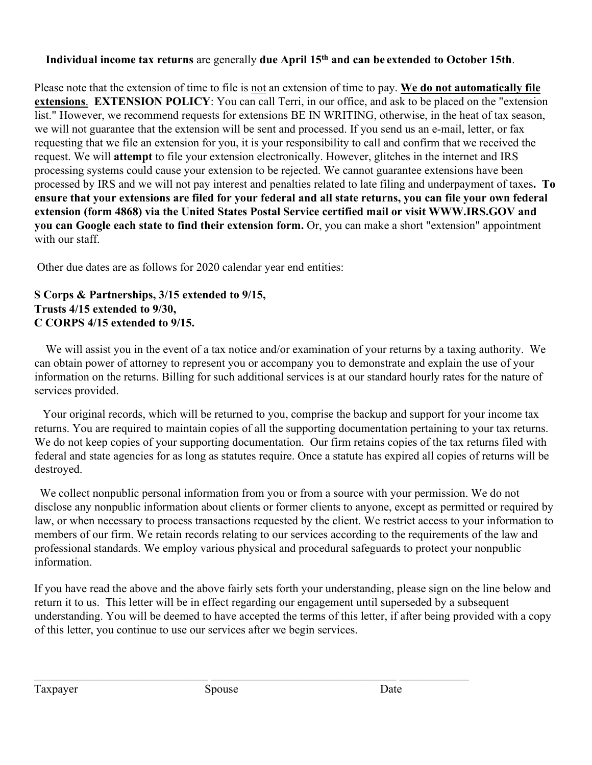**Individual income tax returns** are generally **due April 15th and can be extended to October 15th**.

Please note that the extension of time to file is not an extension of time to pay. **We do not automatically file extensions**. **EXTENSION POLICY**: You can call Terri, in our office, and ask to be placed on the "extension list." However, we recommend requests for extensions BE IN WRITING, otherwise, in the heat of tax season, we will not guarantee that the extension will be sent and processed. If you send us an e-mail, letter, or fax requesting that we file an extension for you, it is your responsibility to call and confirm that we received the request. We will **attempt** to file your extension electronically. However, glitches in the internet and IRS processing systems could cause your extension to be rejected. We cannot guarantee extensions have been processed by IRS and we will not pay interest and penalties related to late filing and underpayment of taxes**. To ensure that your extensions are filed for your federal and all state returns, you can file your own federal extension (form 4868) via the United States Postal Service certified mail or visit WWW.IRS.GOV and you can Google each state to find their extension form.** Or, you can make a short "extension" appointment with our staff.

Other due dates are as follows for 2020 calendar year end entities:

**S Corps & Partnerships, 3/15 extended to 9/15,**
**Trusts 4/15 extended to 9/30,**
**C CORPS 4/15 extended to 9/15.**

We will assist you in the event of a tax notice and/or examination of your returns by a taxing authority. We can obtain power of attorney to represent you or accompany you to demonstrate and explain the use of your information on the returns. Billing for such additional services is at our standard hourly rates for the nature of services provided.

Your original records, which will be returned to you, comprise the backup and support for your income tax returns. You are required to maintain copies of all the supporting documentation pertaining to your tax returns. We do not keep copies of your supporting documentation. Our firm retains copies of the tax returns filed with federal and state agencies for as long as statutes require. Once a statute has expired all copies of returns will be destroyed.

We collect nonpublic personal information from you or from a source with your permission. We do not disclose any nonpublic information about clients or former clients to anyone, except as permitted or required by law, or when necessary to process transactions requested by the client. We restrict access to your information to members of our firm. We retain records relating to our services according to the requirements of the law and professional standards. We employ various physical and procedural safeguards to protect your nonpublic information.

If you have read the above and the above fairly sets forth your understanding, please sign on the line below and return it to us. This letter will be in effect regarding our engagement until superseded by a subsequent understanding. You will be deemed to have accepted the terms of this letter, if after being provided with a copy of this letter, you continue to use our services after we begin services.

\_\_\_\_\_\_\_\_\_\_\_\_\_\_\_\_\_\_\_\_\_\_\_\_\_\_\_\_\_\_ \_\_\_\_\_\_\_\_\_\_\_\_\_\_\_\_\_\_\_\_\_\_\_\_\_\_\_\_\_\_ \_\_\_\_\_\_\_\_\_\_\_\_

Taxpayer Spouse Date